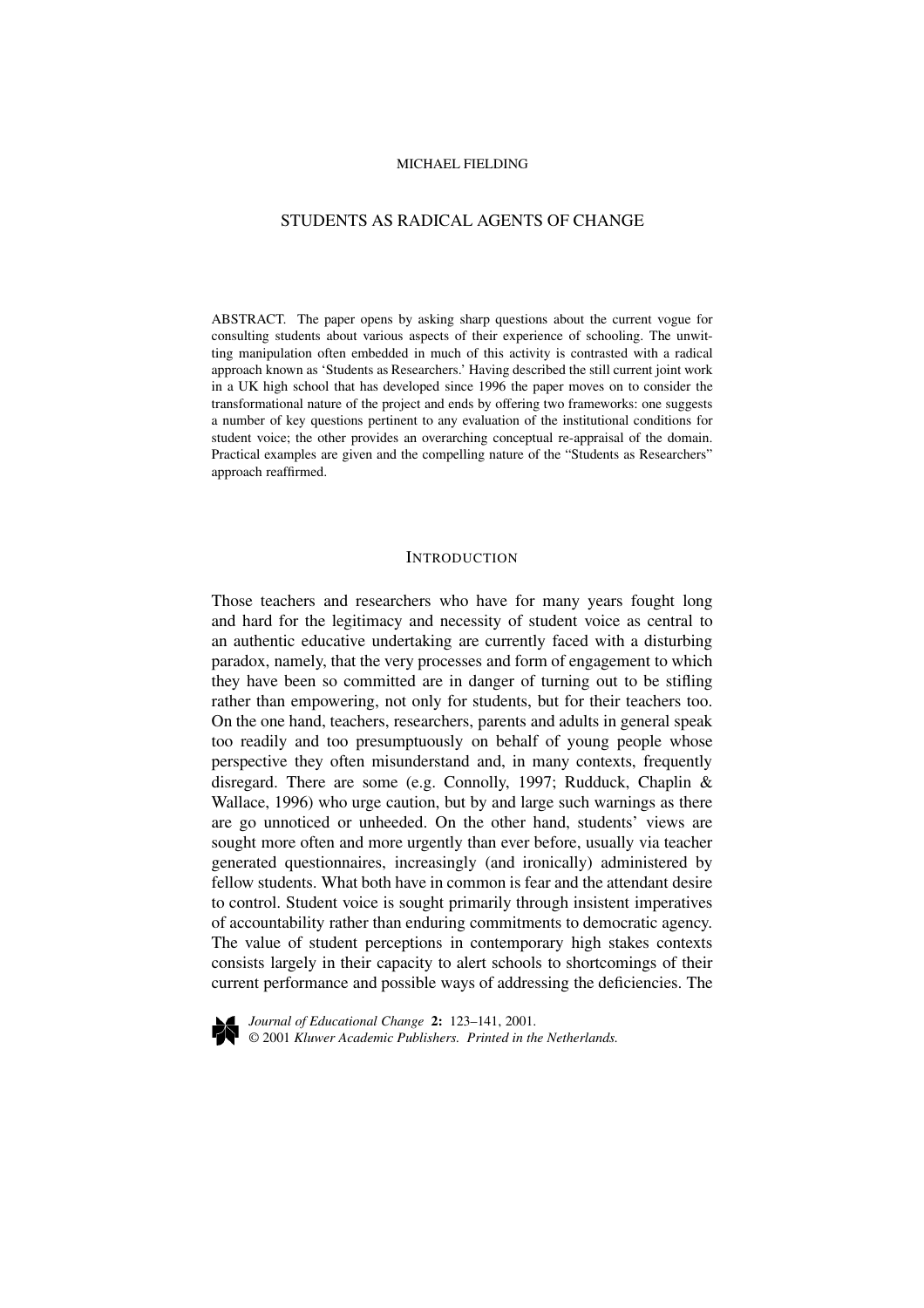MICHAEL FIELDING

# STUDENTS AS RADICAL AGENTS OF CHANGE

ABSTRACT. The paper opens by asking sharp questions about the current vogue for consulting students about various aspects of their experience of schooling. The unwitting manipulation often embedded in much of this activity is contrasted with a radical approach known as 'Students as Researchers.' Having described the still current joint work in a UK high school that has developed since 1996 the paper moves on to consider the transformational nature of the project and ends by offering two frameworks: one suggests a number of key questions pertinent to any evaluation of the institutional conditions for student voice; the other provides an overarching conceptual re-appraisal of the domain. Practical examples are given and the compelling nature of the "Students as Researchers" approach reaffirmed.

## INTRODUCTION

Those teachers and researchers who have for many years fought long and hard for the legitimacy and necessity of student voice as central to an authentic educative undertaking are currently faced with a disturbing paradox, namely, that the very processes and form of engagement to which they have been so committed are in danger of turning out to be stifling rather than empowering, not only for students, but for their teachers too. On the one hand, teachers, researchers, parents and adults in general speak too readily and too presumptuously on behalf of young people whose perspective they often misunderstand and, in many contexts, frequently disregard. There are some (e.g. Connolly, 1997; Rudduck, Chaplin & Wallace, 1996) who urge caution, but by and large such warnings as there are go unnoticed or unheeded. On the other hand, students' views are sought more often and more urgently than ever before, usually via teacher generated questionnaires, increasingly (and ironically) administered by fellow students. What both have in common is fear and the attendant desire to control. Student voice is sought primarily through insistent imperatives of accountability rather than enduring commitments to democratic agency. The value of student perceptions in contemporary high stakes contexts consists largely in their capacity to alert schools to shortcomings of their current performance and possible ways of addressing the deficiencies. The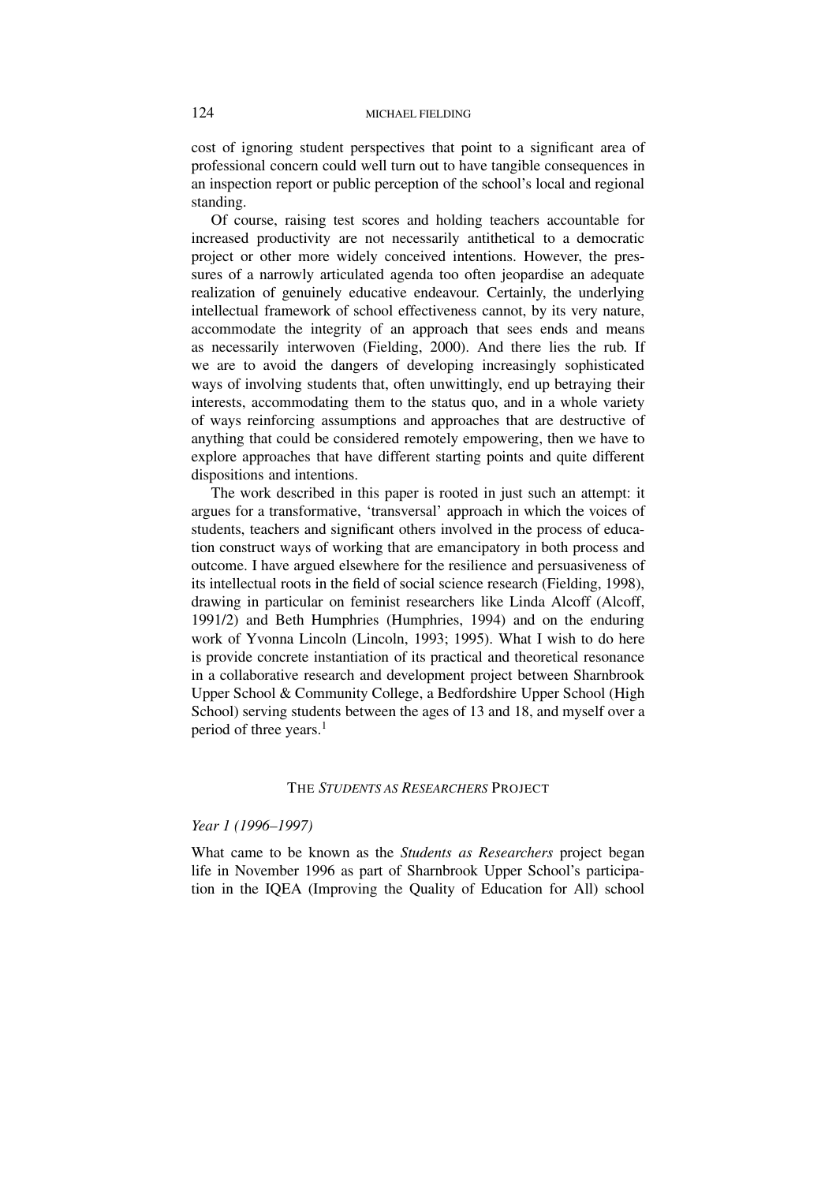cost of ignoring student perspectives that point to a significant area of professional concern could well turn out to have tangible consequences in an inspection report or public perception of the school's local and regional standing.

Of course, raising test scores and holding teachers accountable for increased productivity are not necessarily antithetical to a democratic project or other more widely conceived intentions. However, the pressures of a narrowly articulated agenda too often jeopardise an adequate realization of genuinely educative endeavour. Certainly, the underlying intellectual framework of school effectiveness cannot, by its very nature, accommodate the integrity of an approach that sees ends and means as necessarily interwoven (Fielding, 2000). And there lies the rub. If we are to avoid the dangers of developing increasingly sophisticated ways of involving students that, often unwittingly, end up betraying their interests, accommodating them to the status quo, and in a whole variety of ways reinforcing assumptions and approaches that are destructive of anything that could be considered remotely empowering, then we have to explore approaches that have different starting points and quite different dispositions and intentions.

The work described in this paper is rooted in just such an attempt: it argues for a transformative, 'transversal' approach in which the voices of students, teachers and significant others involved in the process of education construct ways of working that are emancipatory in both process and outcome. I have argued elsewhere for the resilience and persuasiveness of its intellectual roots in the field of social science research (Fielding, 1998), drawing in particular on feminist researchers like Linda Alcoff (Alcoff, 1991/2) and Beth Humphries (Humphries, 1994) and on the enduring work of Yvonna Lincoln (Lincoln, 1993; 1995). What I wish to do here is provide concrete instantiation of its practical and theoretical resonance in a collaborative research and development project between Sharnbrook Upper School & Community College, a Bedfordshire Upper School (High School) serving students between the ages of 13 and 18, and myself over a period of three years.[1]

## THE *STUDENTS AS RESEARCHERS* PROJECT

### *Year 1 (1996–1997)*

What came to be known as the *Students as Researchers* project began life in November 1996 as part of Sharnbrook Upper School's participation in the IQEA (Improving the Quality of Education for All) school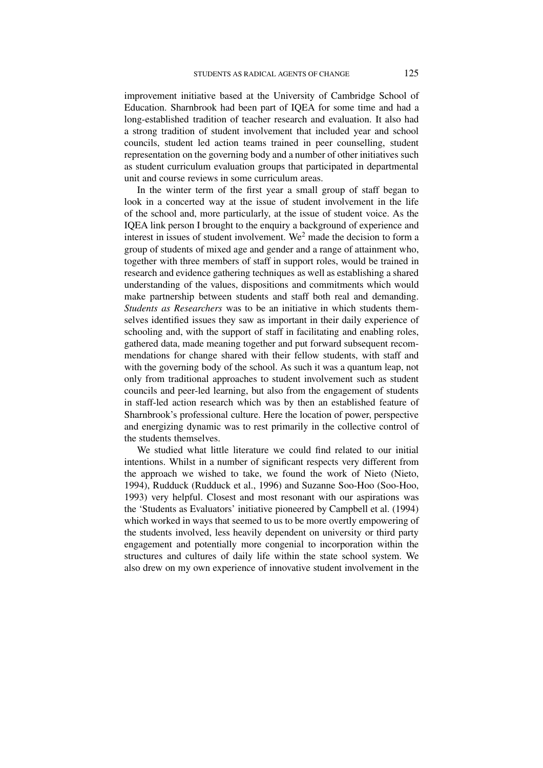improvement initiative based at the University of Cambridge School of Education. Sharnbrook had been part of IQEA for some time and had a long-established tradition of teacher research and evaluation. It also had a strong tradition of student involvement that included year and school councils, student led action teams trained in peer counselling, student representation on the governing body and a number of other initiatives such as student curriculum evaluation groups that participated in departmental unit and course reviews in some curriculum areas.

In the winter term of the first year a small group of staff began to look in a concerted way at the issue of student involvement in the life of the school and, more particularly, at the issue of student voice. As the IQEA link person I brought to the enquiry a background of experience and interest in issues of student involvement. We[2] made the decision to form a group of students of mixed age and gender and a range of attainment who, together with three members of staff in support roles, would be trained in research and evidence gathering techniques as well as establishing a shared understanding of the values, dispositions and commitments which would make partnership between students and staff both real and demanding. *Students as Researchers* was to be an initiative in which students themselves identified issues they saw as important in their daily experience of schooling and, with the support of staff in facilitating and enabling roles, gathered data, made meaning together and put forward subsequent recommendations for change shared with their fellow students, with staff and with the governing body of the school. As such it was a quantum leap, not only from traditional approaches to student involvement such as student councils and peer-led learning, but also from the engagement of students in staff-led action research which was by then an established feature of Sharnbrook's professional culture. Here the location of power, perspective and energizing dynamic was to rest primarily in the collective control of the students themselves.

We studied what little literature we could find related to our initial intentions. Whilst in a number of significant respects very different from the approach we wished to take, we found the work of Nieto (Nieto, 1994), Rudduck (Rudduck et al., 1996) and Suzanne Soo-Hoo (Soo-Hoo, 1993) very helpful. Closest and most resonant with our aspirations was the 'Students as Evaluators' initiative pioneered by Campbell et al. (1994) which worked in ways that seemed to us to be more overtly empowering of the students involved, less heavily dependent on university or third party engagement and potentially more congenial to incorporation within the structures and cultures of daily life within the state school system. We also drew on my own experience of innovative student involvement in the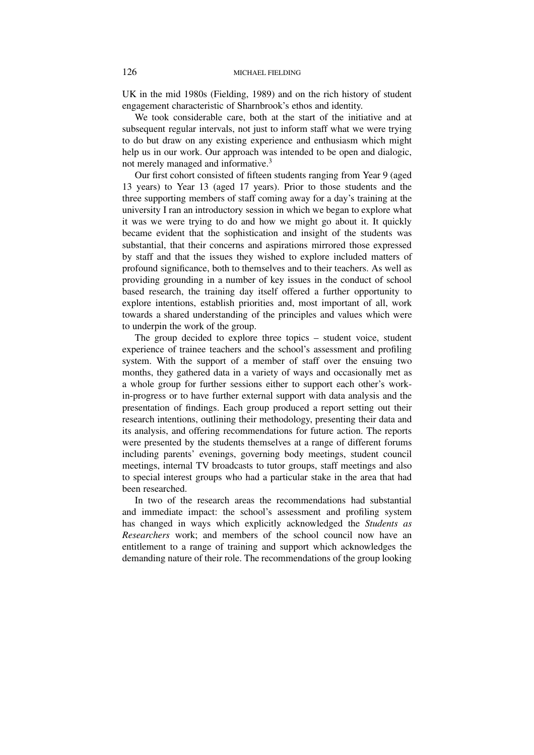UK in the mid 1980s (Fielding, 1989) and on the rich history of student engagement characteristic of Sharnbrook's ethos and identity.

We took considerable care, both at the start of the initiative and at subsequent regular intervals, not just to inform staff what we were trying to do but draw on any existing experience and enthusiasm which might help us in our work. Our approach was intended to be open and dialogic, not merely managed and informative.[3]

Our first cohort consisted of fifteen students ranging from Year 9 (aged 13 years) to Year 13 (aged 17 years). Prior to those students and the three supporting members of staff coming away for a day's training at the university I ran an introductory session in which we began to explore what it was we were trying to do and how we might go about it. It quickly became evident that the sophistication and insight of the students was substantial, that their concerns and aspirations mirrored those expressed by staff and that the issues they wished to explore included matters of profound significance, both to themselves and to their teachers. As well as providing grounding in a number of key issues in the conduct of school based research, the training day itself offered a further opportunity to explore intentions, establish priorities and, most important of all, work towards a shared understanding of the principles and values which were to underpin the work of the group.

The group decided to explore three topics – student voice, student experience of trainee teachers and the school's assessment and profiling system. With the support of a member of staff over the ensuing two months, they gathered data in a variety of ways and occasionally met as a whole group for further sessions either to support each other's work-in-progress or to have further external support with data analysis and the presentation of findings. Each group produced a report setting out their research intentions, outlining their methodology, presenting their data and its analysis, and offering recommendations for future action. The reports were presented by the students themselves at a range of different forums including parents' evenings, governing body meetings, student council meetings, internal TV broadcasts to tutor groups, staff meetings and also to special interest groups who had a particular stake in the area that had been researched.

In two of the research areas the recommendations had substantial and immediate impact: the school's assessment and profiling system has changed in ways which explicitly acknowledged the *Students as Researchers* work; and members of the school council now have an entitlement to a range of training and support which acknowledges the demanding nature of their role. The recommendations of the group looking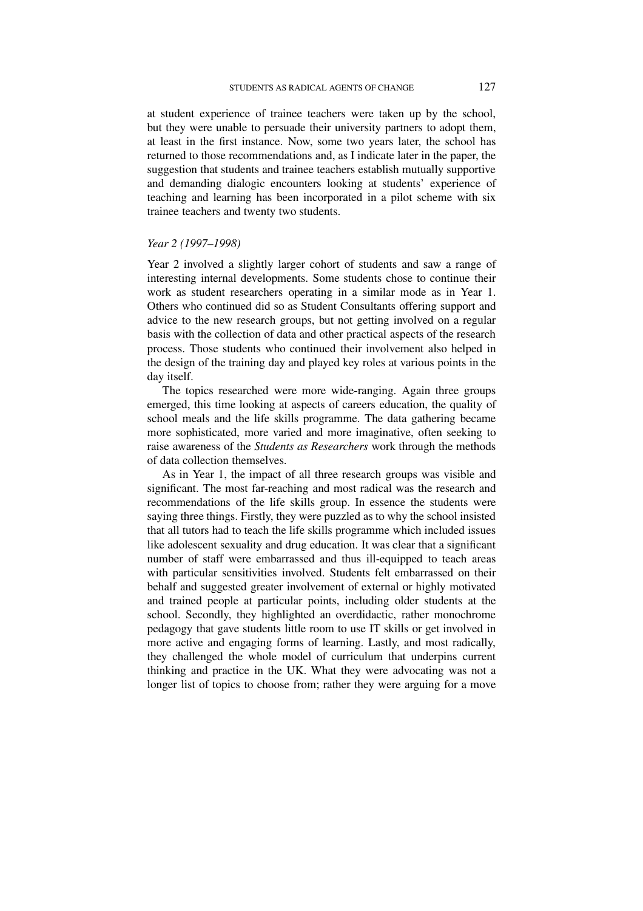at student experience of trainee teachers were taken up by the school, but they were unable to persuade their university partners to adopt them, at least in the first instance. Now, some two years later, the school has returned to those recommendations and, as I indicate later in the paper, the suggestion that students and trainee teachers establish mutually supportive and demanding dialogic encounters looking at students' experience of teaching and learning has been incorporated in a pilot scheme with six trainee teachers and twenty two students.

### *Year 2 (1997–1998)*

Year 2 involved a slightly larger cohort of students and saw a range of interesting internal developments. Some students chose to continue their work as student researchers operating in a similar mode as in Year 1. Others who continued did so as Student Consultants offering support and advice to the new research groups, but not getting involved on a regular basis with the collection of data and other practical aspects of the research process. Those students who continued their involvement also helped in the design of the training day and played key roles at various points in the day itself.

The topics researched were more wide-ranging. Again three groups emerged, this time looking at aspects of careers education, the quality of school meals and the life skills programme. The data gathering became more sophisticated, more varied and more imaginative, often seeking to raise awareness of the *Students as Researchers* work through the methods of data collection themselves.

As in Year 1, the impact of all three research groups was visible and significant. The most far-reaching and most radical was the research and recommendations of the life skills group. In essence the students were saying three things. Firstly, they were puzzled as to why the school insisted that all tutors had to teach the life skills programme which included issues like adolescent sexuality and drug education. It was clear that a significant number of staff were embarrassed and thus ill-equipped to teach areas with particular sensitivities involved. Students felt embarrassed on their behalf and suggested greater involvement of external or highly motivated and trained people at particular points, including older students at the school. Secondly, they highlighted an overdidactic, rather monochrome pedagogy that gave students little room to use IT skills or get involved in more active and engaging forms of learning. Lastly, and most radically, they challenged the whole model of curriculum that underpins current thinking and practice in the UK. What they were advocating was not a longer list of topics to choose from; rather they were arguing for a move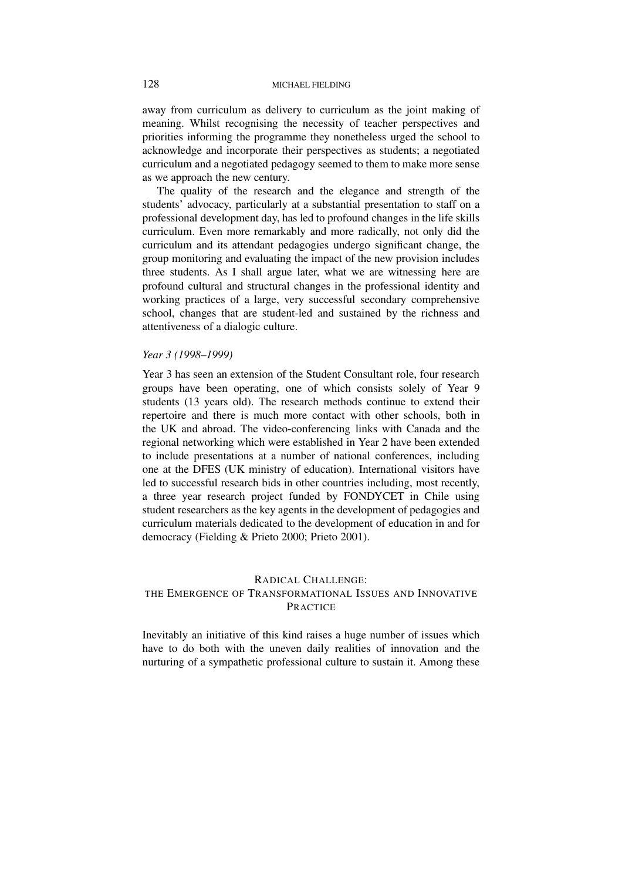away from curriculum as delivery to curriculum as the joint making of meaning. Whilst recognising the necessity of teacher perspectives and priorities informing the programme they nonetheless urged the school to acknowledge and incorporate their perspectives as students; a negotiated curriculum and a negotiated pedagogy seemed to them to make more sense as we approach the new century.

The quality of the research and the elegance and strength of the students' advocacy, particularly at a substantial presentation to staff on a professional development day, has led to profound changes in the life skills curriculum. Even more remarkably and more radically, not only did the curriculum and its attendant pedagogies undergo significant change, the group monitoring and evaluating the impact of the new provision includes three students. As I shall argue later, what we are witnessing here are profound cultural and structural changes in the professional identity and working practices of a large, very successful secondary comprehensive school, changes that are student-led and sustained by the richness and attentiveness of a dialogic culture.

### *Year 3 (1998–1999)*

Year 3 has seen an extension of the Student Consultant role, four research groups have been operating, one of which consists solely of Year 9 students (13 years old). The research methods continue to extend their repertoire and there is much more contact with other schools, both in the UK and abroad. The video-conferencing links with Canada and the regional networking which were established in Year 2 have been extended to include presentations at a number of national conferences, including one at the DFES (UK ministry of education). International visitors have led to successful research bids in other countries including, most recently, a three year research project funded by FONDYCET in Chile using student researchers as the key agents in the development of pedagogies and curriculum materials dedicated to the development of education in and for democracy (Fielding & Prieto 2000; Prieto 2001).

## RADICAL CHALLENGE: THE EMERGENCE OF TRANSFORMATIONAL ISSUES AND INNOVATIVE PRACTICE

Inevitably an initiative of this kind raises a huge number of issues which have to do both with the uneven daily realities of innovation and the nurturing of a sympathetic professional culture to sustain it. Among these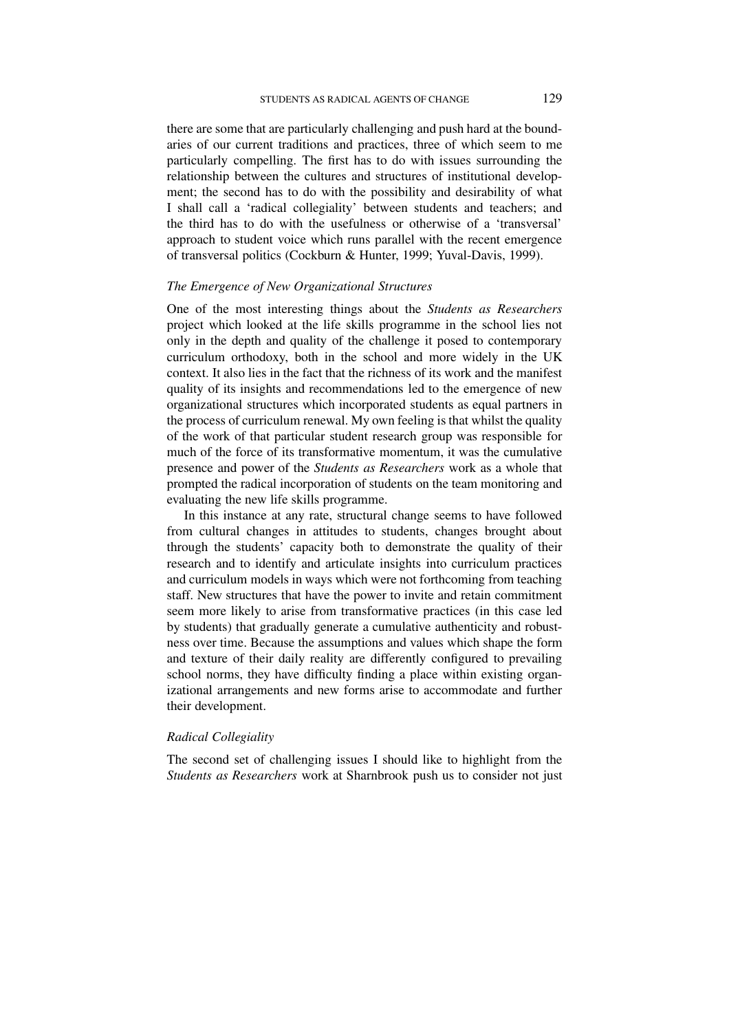there are some that are particularly challenging and push hard at the boundaries of our current traditions and practices, three of which seem to me particularly compelling. The first has to do with issues surrounding the relationship between the cultures and structures of institutional development; the second has to do with the possibility and desirability of what I shall call a 'radical collegiality' between students and teachers; and the third has to do with the usefulness or otherwise of a 'transversal' approach to student voice which runs parallel with the recent emergence of transversal politics (Cockburn & Hunter, 1999; Yuval-Davis, 1999).

### *The Emergence of New Organizational Structures*

One of the most interesting things about the *Students as Researchers* project which looked at the life skills programme in the school lies not only in the depth and quality of the challenge it posed to contemporary curriculum orthodoxy, both in the school and more widely in the UK context. It also lies in the fact that the richness of its work and the manifest quality of its insights and recommendations led to the emergence of new organizational structures which incorporated students as equal partners in the process of curriculum renewal. My own feeling is that whilst the quality of the work of that particular student research group was responsible for much of the force of its transformative momentum, it was the cumulative presence and power of the *Students as Researchers* work as a whole that prompted the radical incorporation of students on the team monitoring and evaluating the new life skills programme.

In this instance at any rate, structural change seems to have followed from cultural changes in attitudes to students, changes brought about through the students' capacity both to demonstrate the quality of their research and to identify and articulate insights into curriculum practices and curriculum models in ways which were not forthcoming from teaching staff. New structures that have the power to invite and retain commitment seem more likely to arise from transformative practices (in this case led by students) that gradually generate a cumulative authenticity and robustness over time. Because the assumptions and values which shape the form and texture of their daily reality are differently configured to prevailing school norms, they have difficulty finding a place within existing organizational arrangements and new forms arise to accommodate and further their development.

### *Radical Collegiality*

The second set of challenging issues I should like to highlight from the *Students as Researchers* work at Sharnbrook push us to consider not just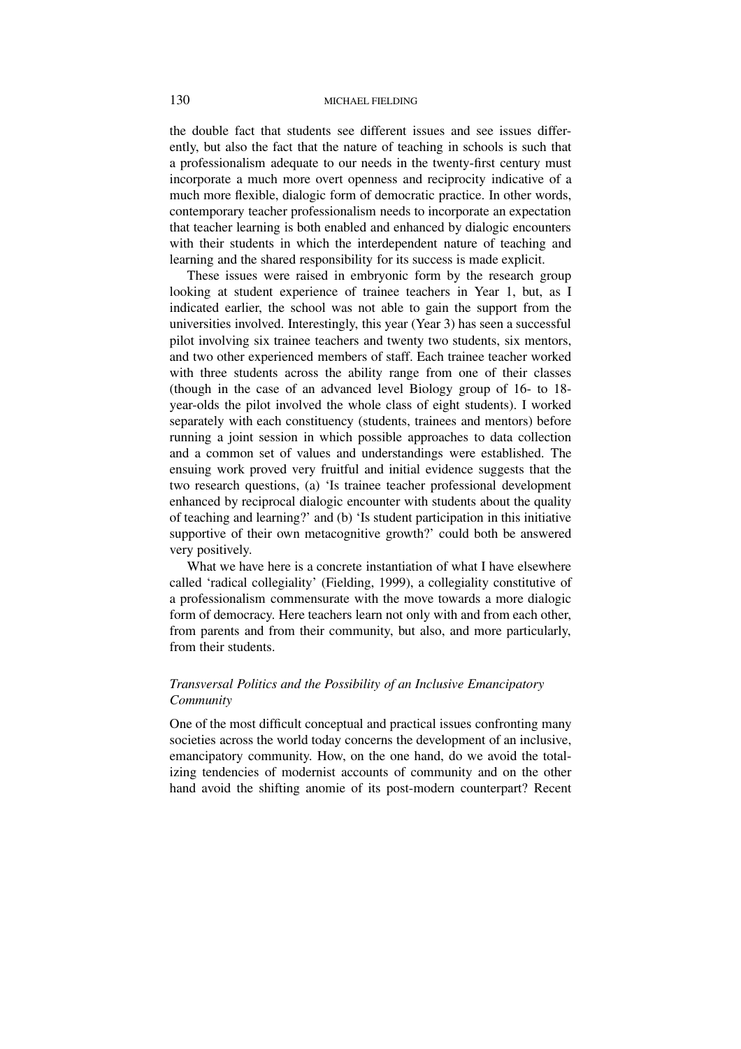the double fact that students see different issues and see issues differently, but also the fact that the nature of teaching in schools is such that a professionalism adequate to our needs in the twenty-first century must incorporate a much more overt openness and reciprocity indicative of a much more flexible, dialogic form of democratic practice. In other words, contemporary teacher professionalism needs to incorporate an expectation that teacher learning is both enabled and enhanced by dialogic encounters with their students in which the interdependent nature of teaching and learning and the shared responsibility for its success is made explicit.

These issues were raised in embryonic form by the research group looking at student experience of trainee teachers in Year 1, but, as I indicated earlier, the school was not able to gain the support from the universities involved. Interestingly, this year (Year 3) has seen a successful pilot involving six trainee teachers and twenty two students, six mentors, and two other experienced members of staff. Each trainee teacher worked with three students across the ability range from one of their classes (though in the case of an advanced level Biology group of 16- to 18-year-olds the pilot involved the whole class of eight students). I worked separately with each constituency (students, trainees and mentors) before running a joint session in which possible approaches to data collection and a common set of values and understandings were established. The ensuing work proved very fruitful and initial evidence suggests that the two research questions, (a) 'Is trainee teacher professional development enhanced by reciprocal dialogic encounter with students about the quality of teaching and learning?' and (b) 'Is student participation in this initiative supportive of their own metacognitive growth?' could both be answered very positively.

What we have here is a concrete instantiation of what I have elsewhere called 'radical collegiality' (Fielding, 1999), a collegiality constitutive of a professionalism commensurate with the move towards a more dialogic form of democracy. Here teachers learn not only with and from each other, from parents and from their community, but also, and more particularly, from their students.

### *Transversal Politics and the Possibility of an Inclusive Emancipatory Community*

One of the most difficult conceptual and practical issues confronting many societies across the world today concerns the development of an inclusive, emancipatory community. How, on the one hand, do we avoid the totalizing tendencies of modernist accounts of community and on the other hand avoid the shifting anomie of its post-modern counterpart? Recent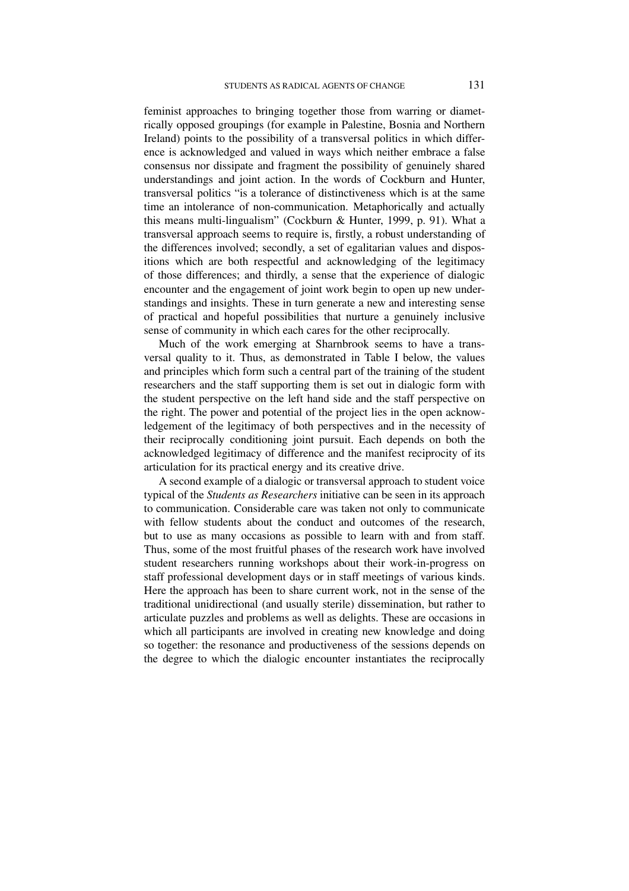feminist approaches to bringing together those from warring or diametrically opposed groupings (for example in Palestine, Bosnia and Northern Ireland) points to the possibility of a transversal politics in which difference is acknowledged and valued in ways which neither embrace a false consensus nor dissipate and fragment the possibility of genuinely shared understandings and joint action. In the words of Cockburn and Hunter, transversal politics "is a tolerance of distinctiveness which is at the same time an intolerance of non-communication. Metaphorically and actually this means multi-lingualism" (Cockburn & Hunter, 1999, p. 91). What a transversal approach seems to require is, firstly, a robust understanding of the differences involved; secondly, a set of egalitarian values and dispositions which are both respectful and acknowledging of the legitimacy of those differences; and thirdly, a sense that the experience of dialogic encounter and the engagement of joint work begin to open up new understandings and insights. These in turn generate a new and interesting sense of practical and hopeful possibilities that nurture a genuinely inclusive sense of community in which each cares for the other reciprocally.

Much of the work emerging at Sharnbrook seems to have a transversal quality to it. Thus, as demonstrated in Table I below, the values and principles which form such a central part of the training of the student researchers and the staff supporting them is set out in dialogic form with the student perspective on the left hand side and the staff perspective on the right. The power and potential of the project lies in the open acknowledgement of the legitimacy of both perspectives and in the necessity of their reciprocally conditioning joint pursuit. Each depends on both the acknowledged legitimacy of difference and the manifest reciprocity of its articulation for its practical energy and its creative drive.

A second example of a dialogic or transversal approach to student voice typical of the *Students as Researchers* initiative can be seen in its approach to communication. Considerable care was taken not only to communicate with fellow students about the conduct and outcomes of the research, but to use as many occasions as possible to learn with and from staff. Thus, some of the most fruitful phases of the research work have involved student researchers running workshops about their work-in-progress on staff professional development days or in staff meetings of various kinds. Here the approach has been to share current work, not in the sense of the traditional unidirectional (and usually sterile) dissemination, but rather to articulate puzzles and problems as well as delights. These are occasions in which all participants are involved in creating new knowledge and doing so together: the resonance and productiveness of the sessions depends on the degree to which the dialogic encounter instantiates the reciprocally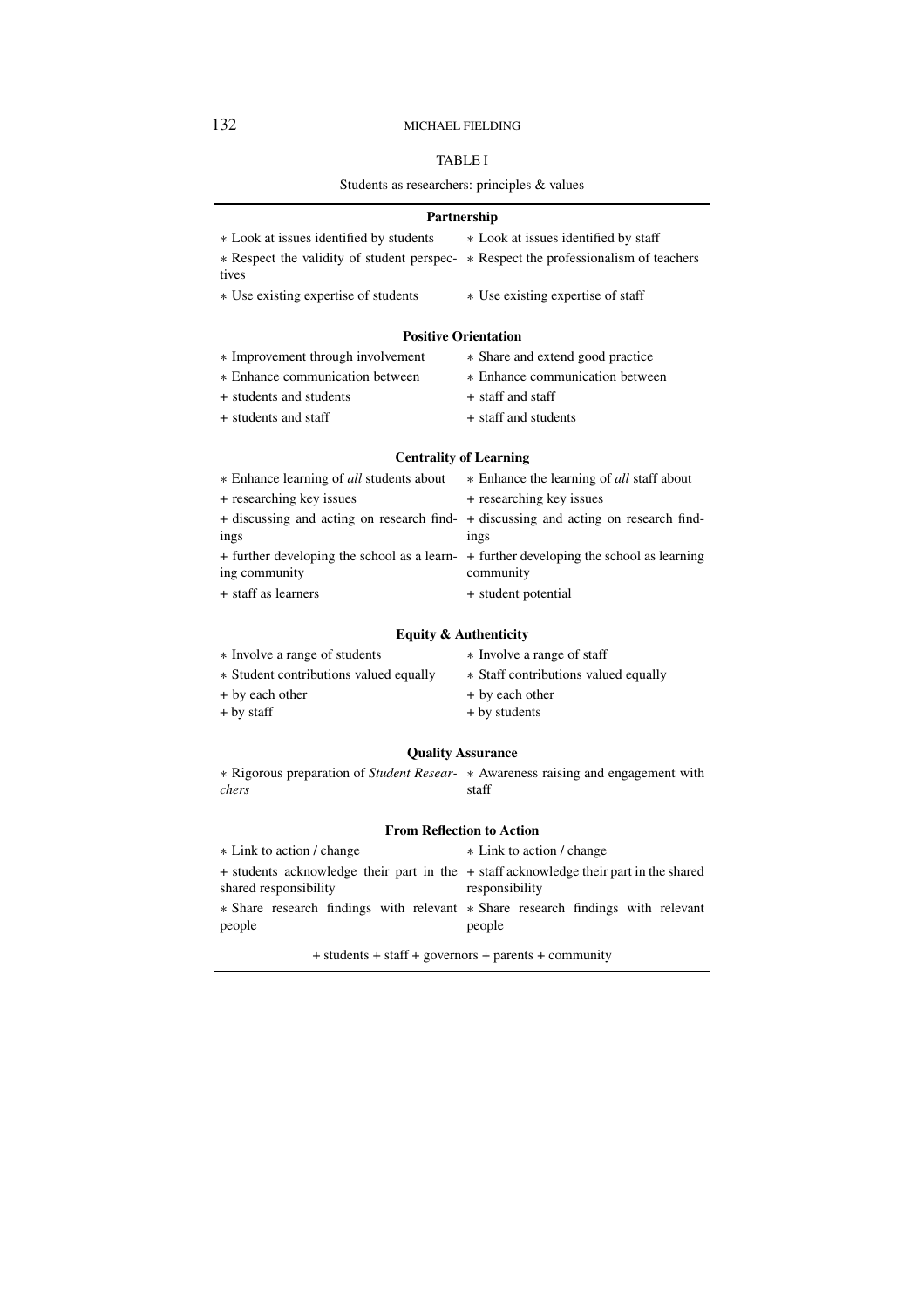TABLE I

Students as researchers: principles & values

| Partnership | |
|---|---|
| ∗ Look at issues identified by students | ∗ Look at issues identified by staff |
| ∗ Respect the validity of student perspectives | ∗ Respect the professionalism of teachers |
| ∗ Use existing expertise of students | ∗ Use existing expertise of staff |
| **Positive Orientation** | |
| ∗ Improvement through involvement | ∗ Share and extend good practice |
| ∗ Enhance communication between | ∗ Enhance communication between |
| + students and students | + staff and staff |
| + students and staff | + staff and students |
| **Centrality of Learning** | |
| ∗ Enhance learning of *all* students about | ∗ Enhance the learning of *all* staff about |
| + researching key issues | + researching key issues |
| + discussing and acting on research findings | + discussing and acting on research findings |
| + further developing the school as a learning community | + further developing the school as learning community |
| + staff as learners | + student potential |
| **Equity & Authenticity** | |
| ∗ Involve a range of students | ∗ Involve a range of staff |
| ∗ Student contributions valued equally | ∗ Staff contributions valued equally |
| + by each other | + by each other |
| + by staff | + by students |
| **Quality Assurance** | |
| ∗ Rigorous preparation of *Student Researchers* | ∗ Awareness raising and engagement with staff |
| **From Reflection to Action** | |
| ∗ Link to action / change | ∗ Link to action / change |
| + students acknowledge their part in the shared responsibility | + staff acknowledge their part in the shared responsibility |
| ∗ Share research findings with relevant people | ∗ Share research findings with relevant people |
| + students + staff + governors + parents + community | |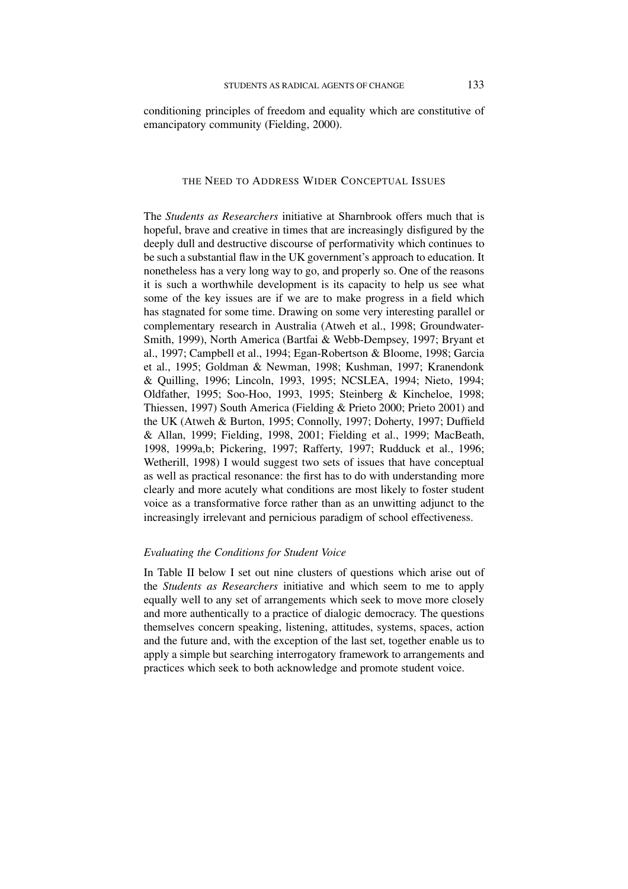conditioning principles of freedom and equality which are constitutive of emancipatory community (Fielding, 2000).

## THE NEED TO ADDRESS WIDER CONCEPTUAL ISSUES

The *Students as Researchers* initiative at Sharnbrook offers much that is hopeful, brave and creative in times that are increasingly disfigured by the deeply dull and destructive discourse of performativity which continues to be such a substantial flaw in the UK government's approach to education. It nonetheless has a very long way to go, and properly so. One of the reasons it is such a worthwhile development is its capacity to help us see what some of the key issues are if we are to make progress in a field which has stagnated for some time. Drawing on some very interesting parallel or complementary research in Australia (Atweh et al., 1998; Groundwater-Smith, 1999), North America (Bartfai & Webb-Dempsey, 1997; Bryant et al., 1997; Campbell et al., 1994; Egan-Robertson & Bloome, 1998; Garcia et al., 1995; Goldman & Newman, 1998; Kushman, 1997; Kranendonk & Quilling, 1996; Lincoln, 1993, 1995; NCSLEA, 1994; Nieto, 1994; Oldfather, 1995; Soo-Hoo, 1993, 1995; Steinberg & Kincheloe, 1998; Thiessen, 1997) South America (Fielding & Prieto 2000; Prieto 2001) and the UK (Atweh & Burton, 1995; Connolly, 1997; Doherty, 1997; Duffield & Allan, 1999; Fielding, 1998, 2001; Fielding et al., 1999; MacBeath, 1998, 1999a,b; Pickering, 1997; Rafferty, 1997; Rudduck et al., 1996; Wetherill, 1998) I would suggest two sets of issues that have conceptual as well as practical resonance: the first has to do with understanding more clearly and more acutely what conditions are most likely to foster student voice as a transformative force rather than as an unwitting adjunct to the increasingly irrelevant and pernicious paradigm of school effectiveness.

### *Evaluating the Conditions for Student Voice*

In Table II below I set out nine clusters of questions which arise out of the *Students as Researchers* initiative and which seem to me to apply equally well to any set of arrangements which seek to move more closely and more authentically to a practice of dialogic democracy. The questions themselves concern speaking, listening, attitudes, systems, spaces, action and the future and, with the exception of the last set, together enable us to apply a simple but searching interrogatory framework to arrangements and practices which seek to both acknowledge and promote student voice.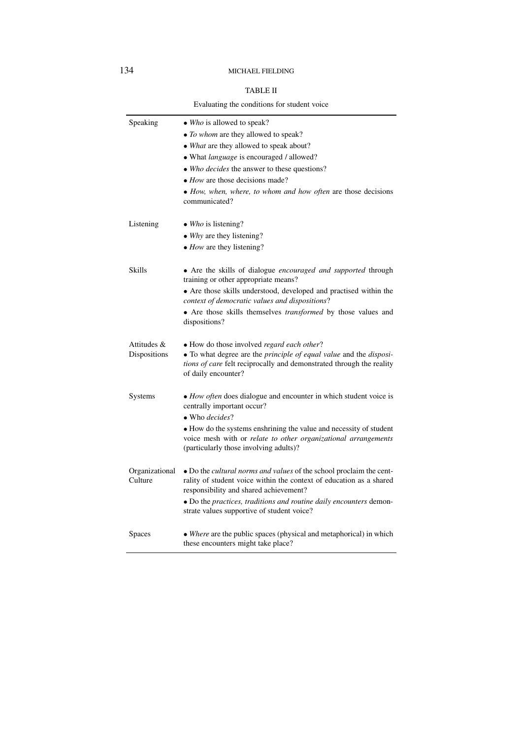TABLE II

Evaluating the conditions for student voice

| | |
|---|---|
| Speaking | • *Who* is allowed to speak?<br>• *To whom* are they allowed to speak?<br>• *What* are they allowed to speak about?<br>• What *language* is encouraged / allowed?<br>• *Who decides* the answer to these questions?<br>• *How* are those decisions made?<br>• *How, when, where, to whom and how often* are those decisions communicated? |
| Listening | • *Who* is listening?<br>• *Why* are they listening?<br>• *How* are they listening? |
| Skills | • Are the skills of dialogue *encouraged and supported* through training or other appropriate means?<br>• Are those skills understood, developed and practised within the *context of democratic values and dispositions*?<br>• Are those skills themselves *transformed* by those values and dispositions? |
| Attitudes & Dispositions | • How do those involved *regard each other*?<br>• To what degree are the *principle of equal value* and the *dispositions of care* felt reciprocally and demonstrated through the reality of daily encounter? |
| Systems | • *How often* does dialogue and encounter in which student voice is centrally important occur?<br>• Who *decides*?<br>• How do the systems enshrining the value and necessity of student voice mesh with or *relate to other organizational arrangements* (particularly those involving adults)? |
| Organizational Culture | • Do the *cultural norms and values* of the school proclaim the centrality of student voice within the context of education as a shared responsibility and shared achievement?<br>• Do the *practices, traditions and routine daily encounters* demonstrate values supportive of student voice? |
| Spaces | • *Where* are the public spaces (physical and metaphorical) in which these encounters might take place? |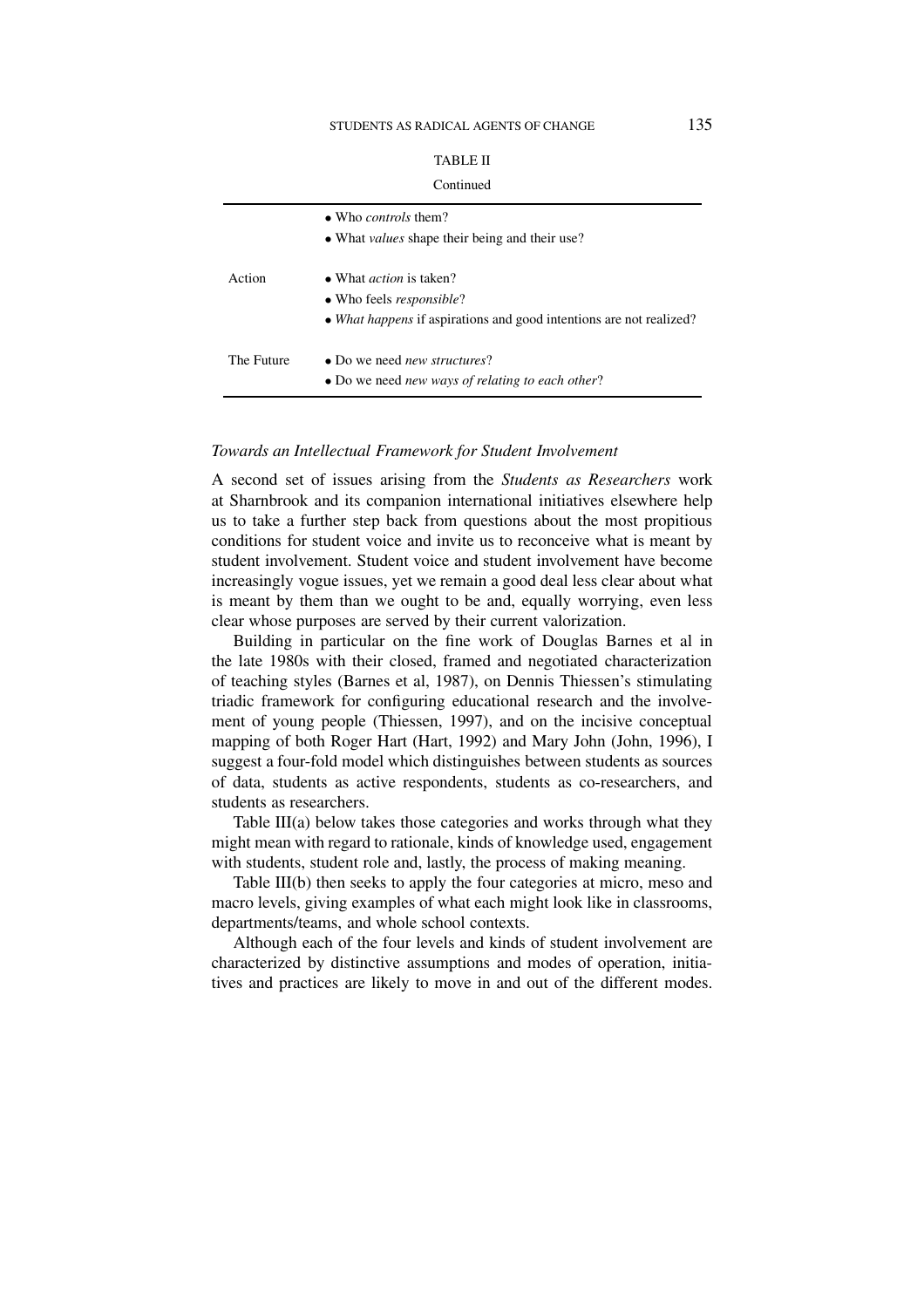TABLE II

Continued

| | |
|---|---|
| | • Who *controls* them?<br>• What *values* shape their being and their use? |
| Action | • What *action* is taken?<br>• Who feels *responsible*?<br>• *What happens* if aspirations and good intentions are not realized? |
| The Future | • Do we need *new structures*?<br>• Do we need *new ways of relating to each other*? |

### *Towards an Intellectual Framework for Student Involvement*

A second set of issues arising from the *Students as Researchers* work at Sharnbrook and its companion international initiatives elsewhere help us to take a further step back from questions about the most propitious conditions for student voice and invite us to reconceive what is meant by student involvement. Student voice and student involvement have become increasingly vogue issues, yet we remain a good deal less clear about what is meant by them than we ought to be and, equally worrying, even less clear whose purposes are served by their current valorization.

Building in particular on the fine work of Douglas Barnes et al in the late 1980s with their closed, framed and negotiated characterization of teaching styles (Barnes et al, 1987), on Dennis Thiessen's stimulating triadic framework for configuring educational research and the involvement of young people (Thiessen, 1997), and on the incisive conceptual mapping of both Roger Hart (Hart, 1992) and Mary John (John, 1996), I suggest a four-fold model which distinguishes between students as sources of data, students as active respondents, students as co-researchers, and students as researchers.

Table III(a) below takes those categories and works through what they might mean with regard to rationale, kinds of knowledge used, engagement with students, student role and, lastly, the process of making meaning.

Table III(b) then seeks to apply the four categories at micro, meso and macro levels, giving examples of what each might look like in classrooms, departments/teams, and whole school contexts.

Although each of the four levels and kinds of student involvement are characterized by distinctive assumptions and modes of operation, initiatives and practices are likely to move in and out of the different modes.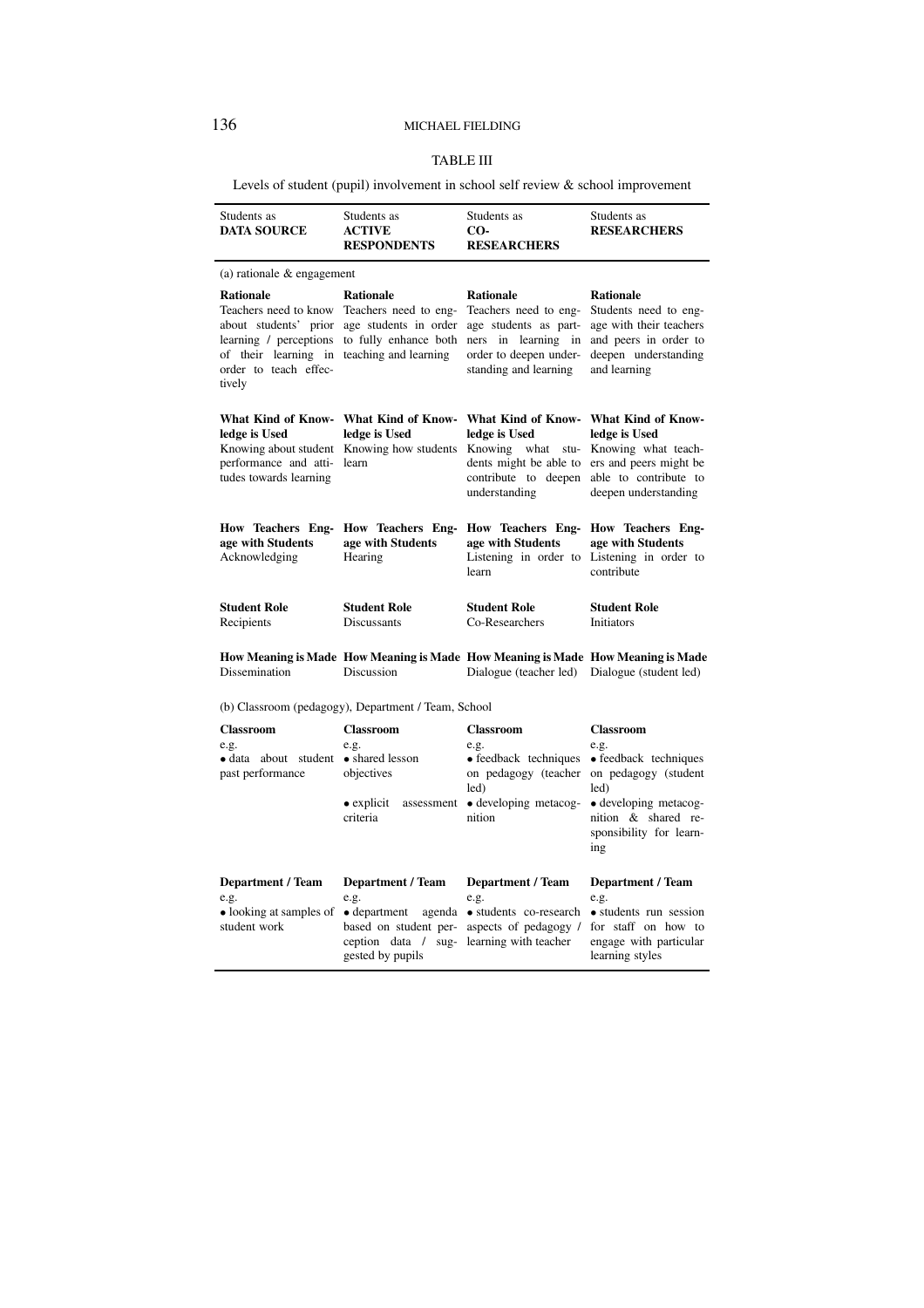TABLE III

Levels of student (pupil) involvement in school self review & school improvement

| Students as **DATA SOURCE** | Students as **ACTIVE RESPONDENTS** | Students as **CO-RESEARCHERS** | Students as **RESEARCHERS** |
|---|---|---|---|
| (a) rationale & engagement | | | |
| **Rationale** Teachers need to know about students' prior learning / perceptions of their learning in order to teach effectively | **Rationale** Teachers need to engage students in order to fully enhance both teaching and learning | **Rationale** Teachers need to engage students as partners in learning in order to deepen understanding and learning | **Rationale** Students need to engage with their teachers and peers in order to deepen understanding and learning |
| **What Kind of Knowledge is Used** Knowing about student performance and attitudes towards learning | **What Kind of Knowledge is Used** Knowing how students learn | **What Kind of Knowledge is Used** Knowing what students might be able to contribute to deepen understanding | **What Kind of Knowledge is Used** Knowing what teachers and peers might be able to contribute to deepen understanding |
| **How Teachers Engage with Students** Acknowledging | **How Teachers Engage with Students** Hearing | **How Teachers Engage with Students** Listening in order to learn | **How Teachers Engage with Students** Listening in order to contribute |
| **Student Role** Recipients | **Student Role** Discussants | **Student Role** Co-Researchers | **Student Role** Initiators |
| **How Meaning is Made** Dissemination | **How Meaning is Made** Discussion | **How Meaning is Made** Dialogue (teacher led) | **How Meaning is Made** Dialogue (student led) |
| (b) Classroom (pedagogy), Department / Team, School | | | |
| **Classroom** e.g. • data about student past performance | **Classroom** e.g. • shared lesson objectives • explicit assessment criteria | **Classroom** e.g. • feedback techniques on pedagogy (teacher led) • developing metacognition | **Classroom** e.g. • feedback techniques on pedagogy (student led) • developing metacognition & shared responsibility for learning |
| **Department / Team** e.g. • looking at samples of student work | **Department / Team** e.g. • department agenda based on student perception data / suggested by pupils | **Department / Team** e.g. • students co-research aspects of pedagogy / learning with teacher | **Department / Team** e.g. • students run session for staff on how to engage with particular learning styles |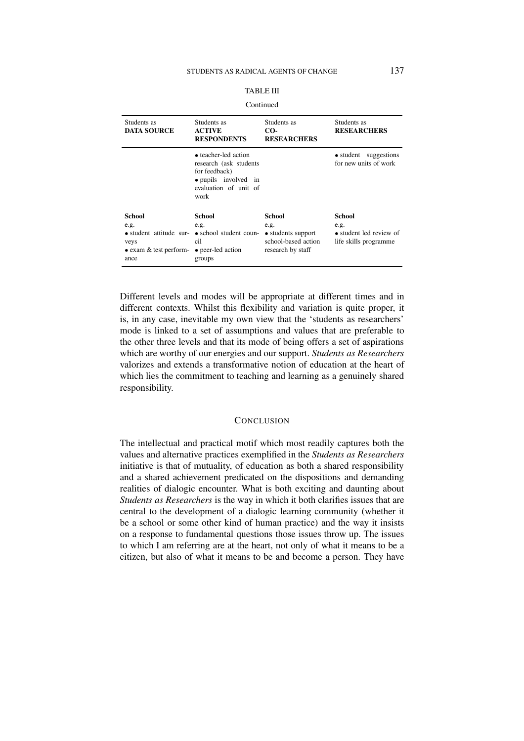TABLE III

Continued

| Students as **DATA SOURCE** | Students as **ACTIVE RESPONDENTS** | Students as **CO-RESEARCHERS** | Students as **RESEARCHERS** |
|---|---|---|---|
| | • teacher-led action research (ask students for feedback) • pupils involved in evaluation of unit of work | | • student suggestions for new units of work |
| **School** e.g. • student attitude surveys • exam & test performance | **School** e.g. • school student council • peer-led action groups | **School** e.g. • students support school-based action research by staff | **School** e.g. • student led review of life skills programme |

Different levels and modes will be appropriate at different times and in different contexts. Whilst this flexibility and variation is quite proper, it is, in any case, inevitable my own view that the 'students as researchers' mode is linked to a set of assumptions and values that are preferable to the other three levels and that its mode of being offers a set of aspirations which are worthy of our energies and our support. *Students as Researchers* valorizes and extends a transformative notion of education at the heart of which lies the commitment to teaching and learning as a genuinely shared responsibility.

## CONCLUSION

The intellectual and practical motif which most readily captures both the values and alternative practices exemplified in the *Students as Researchers* initiative is that of mutuality, of education as both a shared responsibility and a shared achievement predicated on the dispositions and demanding realities of dialogic encounter. What is both exciting and daunting about *Students as Researchers* is the way in which it both clarifies issues that are central to the development of a dialogic learning community (whether it be a school or some other kind of human practice) and the way it insists on a response to fundamental questions those issues throw up. The issues to which I am referring are at the heart, not only of what it means to be a citizen, but also of what it means to be and become a person. They have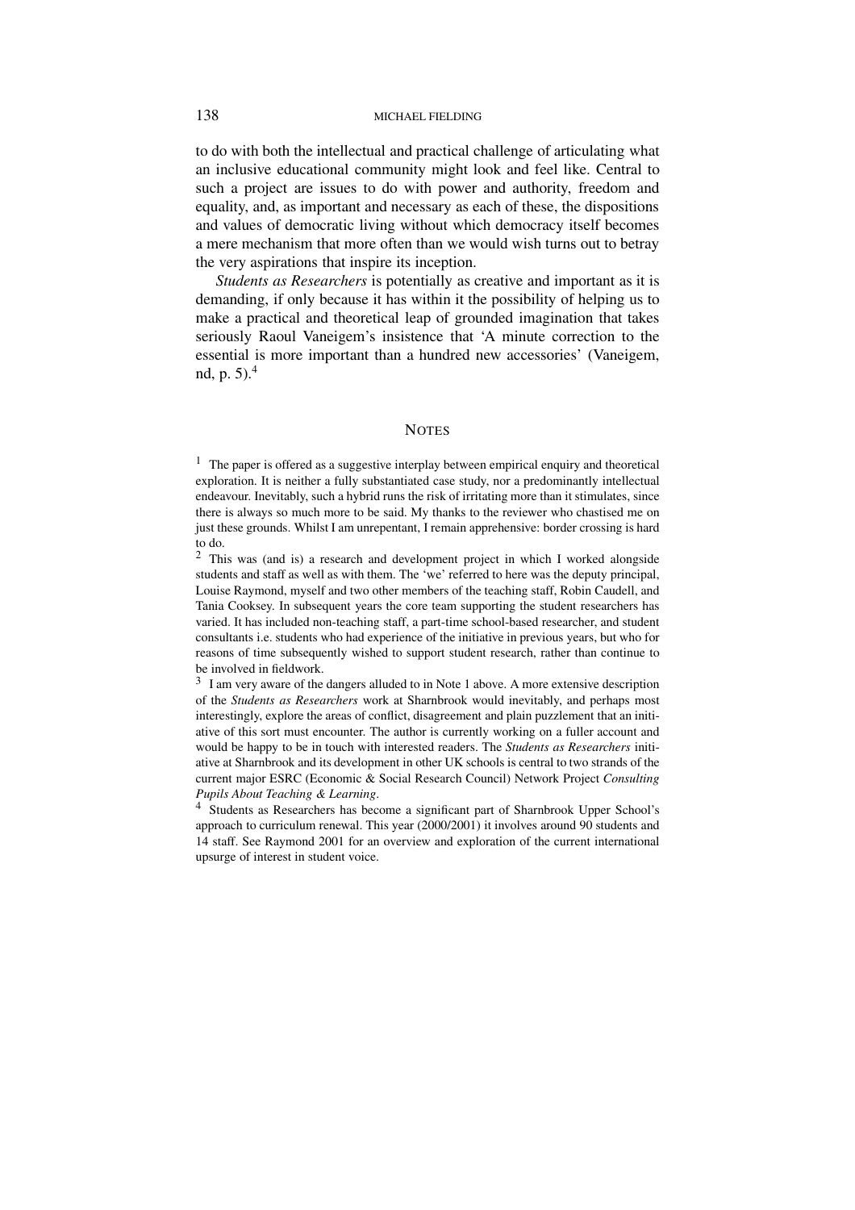to do with both the intellectual and practical challenge of articulating what an inclusive educational community might look and feel like. Central to such a project are issues to do with power and authority, freedom and equality, and, as important and necessary as each of these, the dispositions and values of democratic living without which democracy itself becomes a mere mechanism that more often than we would wish turns out to betray the very aspirations that inspire its inception.

*Students as Researchers* is potentially as creative and important as it is demanding, if only because it has within it the possibility of helping us to make a practical and theoretical leap of grounded imagination that takes seriously Raoul Vaneigem's insistence that 'A minute correction to the essential is more important than a hundred new accessories' (Vaneigem, nd, p. 5).[4]

## NOTES

[1] The paper is offered as a suggestive interplay between empirical enquiry and theoretical exploration. It is neither a fully substantiated case study, nor a predominantly intellectual endeavour. Inevitably, such a hybrid runs the risk of irritating more than it stimulates, since there is always so much more to be said. My thanks to the reviewer who chastised me on just these grounds. Whilst I am unrepentant, I remain apprehensive: border crossing is hard to do.

[2] This was (and is) a research and development project in which I worked alongside students and staff as well as with them. The 'we' referred to here was the deputy principal, Louise Raymond, myself and two other members of the teaching staff, Robin Caudell, and Tania Cooksey. In subsequent years the core team supporting the student researchers has varied. It has included non-teaching staff, a part-time school-based researcher, and student consultants i.e. students who had experience of the initiative in previous years, but who for reasons of time subsequently wished to support student research, rather than continue to be involved in fieldwork.

[3] I am very aware of the dangers alluded to in Note 1 above. A more extensive description of the *Students as Researchers* work at Sharnbrook would inevitably, and perhaps most interestingly, explore the areas of conflict, disagreement and plain puzzlement that an initiative of this sort must encounter. The author is currently working on a fuller account and would be happy to be in touch with interested readers. The *Students as Researchers* initiative at Sharnbrook and its development in other UK schools is central to two strands of the current major ESRC (Economic & Social Research Council) Network Project *Consulting Pupils About Teaching & Learning*.

[4] Students as Researchers has become a significant part of Sharnbrook Upper School's approach to curriculum renewal. This year (2000/2001) it involves around 90 students and 14 staff. See Raymond 2001 for an overview and exploration of the current international upsurge of interest in student voice.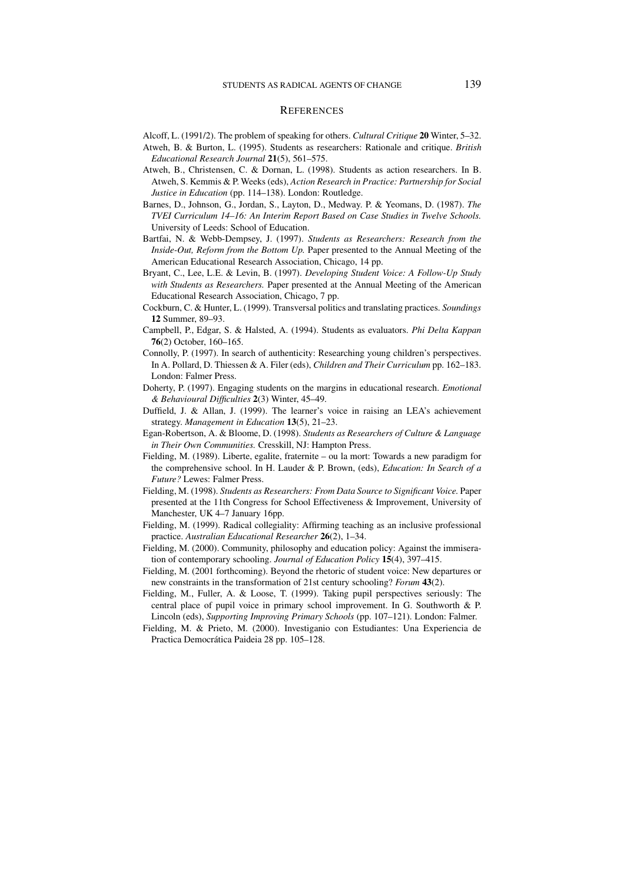## References

Alcoff, L. (1991/2). The problem of speaking for others. *Cultural Critique* **20** Winter, 5–32.

Atweh, B. & Burton, L. (1995). Students as researchers: Rationale and critique. *British Educational Research Journal* **21**(5), 561–575.

Atweh, B., Christensen, C. & Dornan, L. (1998). Students as action researchers. In B. Atweh, S. Kemmis & P. Weeks (eds), *Action Research in Practice: Partnership for Social Justice in Education* (pp. 114–138). London: Routledge.

Barnes, D., Johnson, G., Jordan, S., Layton, D., Medway. P. & Yeomans, D. (1987). *The TVEI Curriculum 14–16: An Interim Report Based on Case Studies in Twelve Schools.* University of Leeds: School of Education.

Bartfai, N. & Webb-Dempsey, J. (1997). *Students as Researchers: Research from the Inside-Out, Reform from the Bottom Up.* Paper presented to the Annual Meeting of the American Educational Research Association, Chicago, 14 pp.

Bryant, C., Lee, L.E. & Levin, B. (1997). *Developing Student Voice: A Follow-Up Study with Students as Researchers.* Paper presented at the Annual Meeting of the American Educational Research Association, Chicago, 7 pp.

Cockburn, C. & Hunter, L. (1999). Transversal politics and translating practices. *Soundings* **12** Summer, 89–93.

Campbell, P., Edgar, S. & Halsted, A. (1994). Students as evaluators. *Phi Delta Kappan* **76**(2) October, 160–165.

Connolly, P. (1997). In search of authenticity: Researching young children's perspectives. In A. Pollard, D. Thiessen & A. Filer (eds), *Children and Their Curriculum* pp. 162–183. London: Falmer Press.

Doherty, P. (1997). Engaging students on the margins in educational research. *Emotional & Behavioural Difficulties* **2**(3) Winter, 45–49.

Duffield, J. & Allan, J. (1999). The learner's voice in raising an LEA's achievement strategy. *Management in Education* **13**(5), 21–23.

Egan-Robertson, A. & Bloome, D. (1998). *Students as Researchers of Culture & Language in Their Own Communities.* Cresskill, NJ: Hampton Press.

Fielding, M. (1989). Liberte, egalite, fraternite – ou la mort: Towards a new paradigm for the comprehensive school. In H. Lauder & P. Brown, (eds), *Education: In Search of a Future?* Lewes: Falmer Press.

Fielding, M. (1998). *Students as Researchers: From Data Source to Significant Voice.* Paper presented at the 11th Congress for School Effectiveness & Improvement, University of Manchester, UK 4–7 January 16pp.

Fielding, M. (1999). Radical collegiality: Affirming teaching as an inclusive professional practice. *Australian Educational Researcher* **26**(2), 1–34.

Fielding, M. (2000). Community, philosophy and education policy: Against the immiseration of contemporary schooling. *Journal of Education Policy* **15**(4), 397–415.

Fielding, M. (2001 forthcoming). Beyond the rhetoric of student voice: New departures or new constraints in the transformation of 21st century schooling? *Forum* **43**(2).

Fielding, M., Fuller, A. & Loose, T. (1999). Taking pupil perspectives seriously: The central place of pupil voice in primary school improvement. In G. Southworth & P. Lincoln (eds), *Supporting Improving Primary Schools* (pp. 107–121). London: Falmer.

Fielding, M. & Prieto, M. (2000). Investiganio con Estudiantes: Una Experiencia de Practica Democrática Paideia 28 pp. 105–128.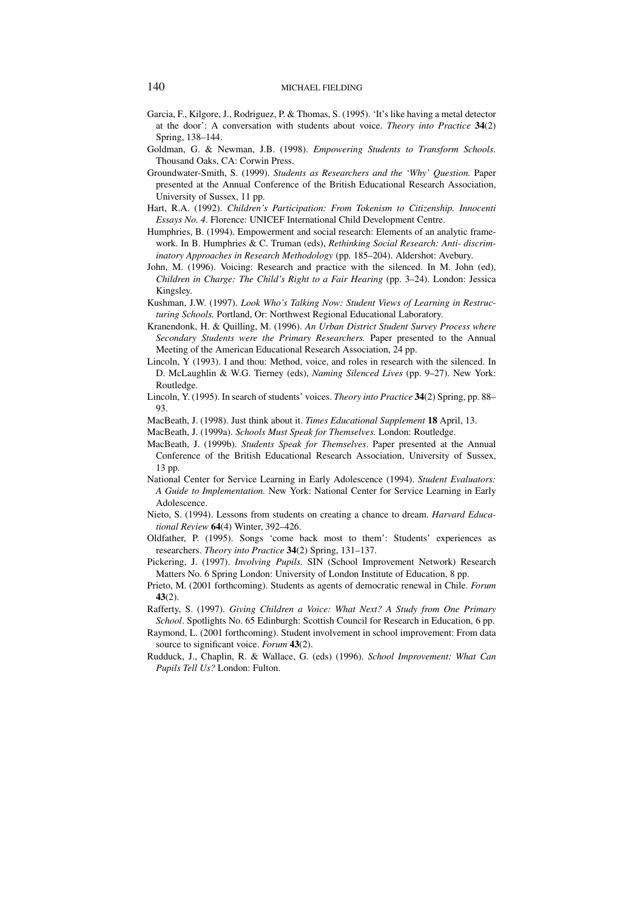Garcia, F., Kilgore, J., Rodriguez, P. & Thomas, S. (1995). 'It's like having a metal detector at the door': A conversation with students about voice. *Theory into Practice* **34**(2) Spring, 138–144.

Goldman, G. & Newman, J.B. (1998). *Empowering Students to Transform Schools*. Thousand Oaks, CA: Corwin Press.

Groundwater-Smith, S. (1999). *Students as Researchers and the 'Why' Question.* Paper presented at the Annual Conference of the British Educational Research Association, University of Sussex, 11 pp.

Hart, R.A. (1992). *Children's Participation: From Tokenism to Citizenship. Innocenti Essays No. 4*. Florence: UNICEF International Child Development Centre.

Humphries, B. (1994). Empowerment and social research: Elements of an analytic framework. In B. Humphries & C. Truman (eds), *Rethinking Social Research: Anti- discriminatory Approaches in Research Methodology* (pp. 185–204). Aldershot: Avebury.

John, M. (1996). Voicing: Research and practice with the silenced. In M. John (ed), *Children in Charge: The Child's Right to a Fair Hearing* (pp. 3–24). London: Jessica Kingsley.

Kushman, J.W. (1997). *Look Who's Talking Now: Student Views of Learning in Restructuring Schools.* Portland, Or: Northwest Regional Educational Laboratory.

Kranendonk, H. & Quilling, M. (1996). *An Urban District Student Survey Process where Secondary Students were the Primary Researchers.* Paper presented to the Annual Meeting of the American Educational Research Association, 24 pp.

Lincoln, Y (1993). I and thou: Method, voice, and roles in research with the silenced. In D. McLaughlin & W.G. Tierney (eds), *Naming Silenced Lives* (pp. 9–27). New York: Routledge.

Lincoln, Y. (1995). In search of students' voices. *Theory into Practice* **34**(2) Spring, pp. 88–93.

MacBeath, J. (1998). Just think about it. *Times Educational Supplement* **18** April, 13.

MacBeath, J. (1999a). *Schools Must Speak for Themselves.* London: Routledge.

MacBeath, J. (1999b). *Students Speak for Themselves*. Paper presented at the Annual Conference of the British Educational Research Association, University of Sussex, 13 pp.

National Center for Service Learning in Early Adolescence (1994). *Student Evaluators: A Guide to Implementation.* New York: National Center for Service Learning in Early Adolescence.

Nieto, S. (1994). Lessons from students on creating a chance to dream. *Harvard Educational Review* **64**(4) Winter, 392–426.

Oldfather, P. (1995). Songs 'come back most to them': Students' experiences as researchers. *Theory into Practice* **34**(2) Spring, 131–137.

Pickering, J. (1997). *Involving Pupils.* SIN (School Improvement Network) Research Matters No. 6 Spring London: University of London Institute of Education, 8 pp.

Prieto, M. (2001 forthcoming). Students as agents of democratic renewal in Chile. *Forum* **43**(2).

Rafferty, S. (1997). *Giving Children a Voice: What Next? A Study from One Primary School*. Spotlights No. 65 Edinburgh: Scottish Council for Research in Education, 6 pp.

Raymond, L. (2001 forthcoming). Student involvement in school improvement: From data source to significant voice. *Forum* **43**(2).

Rudduck, J., Chaplin, R. & Wallace, G. (eds) (1996). *School Improvement: What Can Pupils Tell Us?* London: Fulton.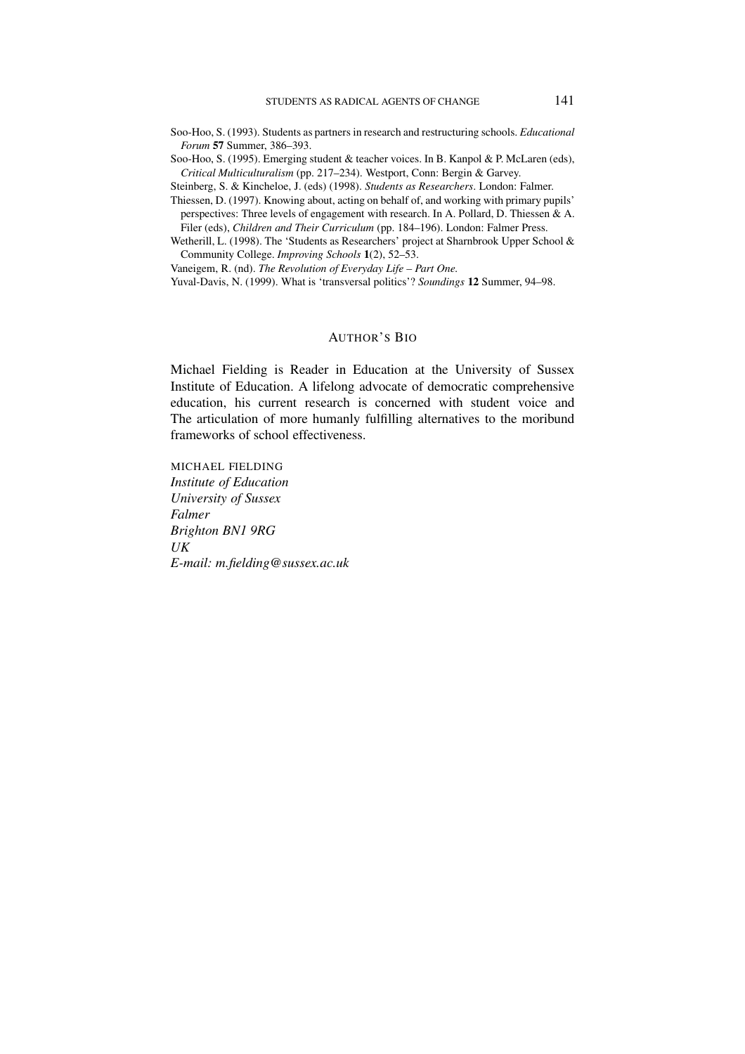Soo-Hoo, S. (1993). Students as partners in research and restructuring schools. *Educational Forum* **57** Summer, 386–393.

Soo-Hoo, S. (1995). Emerging student & teacher voices. In B. Kanpol & P. McLaren (eds), *Critical Multiculturalism* (pp. 217–234). Westport, Conn: Bergin & Garvey.

Steinberg, S. & Kincheloe, J. (eds) (1998). *Students as Researchers*. London: Falmer.

Thiessen, D. (1997). Knowing about, acting on behalf of, and working with primary pupils' perspectives: Three levels of engagement with research. In A. Pollard, D. Thiessen & A. Filer (eds), *Children and Their Curriculum* (pp. 184–196). London: Falmer Press.

Wetherill, L. (1998). The 'Students as Researchers' project at Sharnbrook Upper School & Community College. *Improving Schools* **1**(2), 52–53.

Vaneigem, R. (nd). *The Revolution of Everyday Life – Part One.*

Yuval-Davis, N. (1999). What is 'transversal politics'? *Soundings* **12** Summer, 94–98.

## AUTHOR'S BIO

Michael Fielding is Reader in Education at the University of Sussex Institute of Education. A lifelong advocate of democratic comprehensive education, his current research is concerned with student voice and The articulation of more humanly fulfilling alternatives to the moribund frameworks of school effectiveness.

MICHAEL FIELDING
*Institute of Education*
*University of Sussex*
*Falmer*
*Brighton BN1 9RG*
*UK*
*E-mail: m.fielding@sussex.ac.uk*